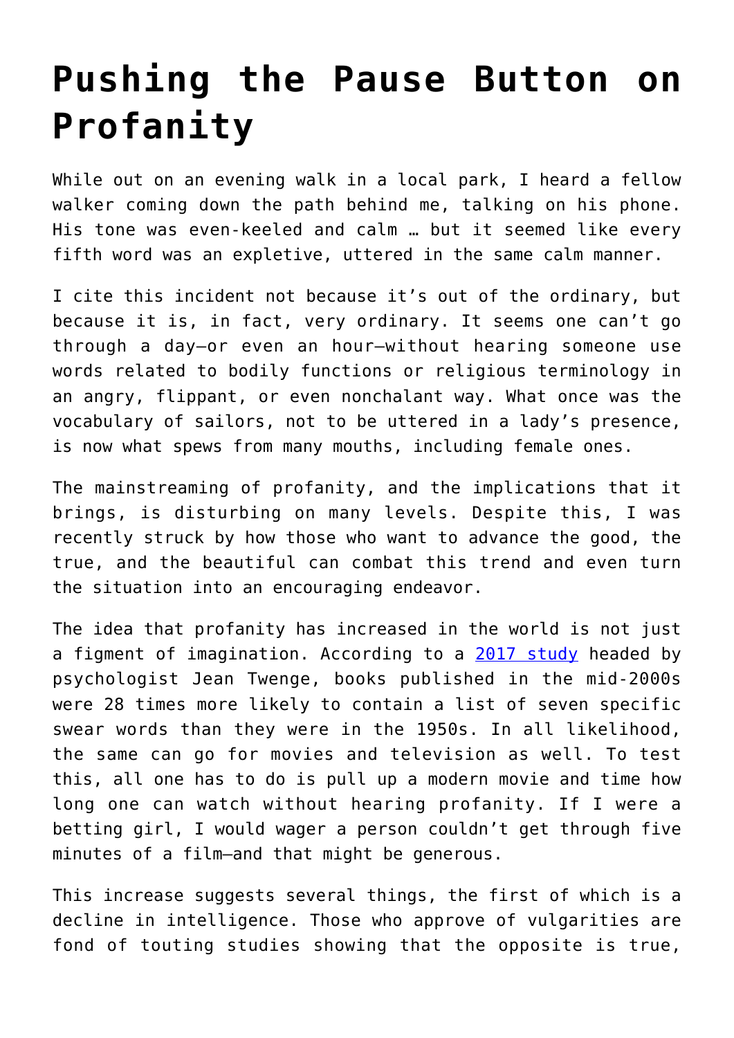# Pushing the Pause Button on Profanity

While out on an evening walk in a local park, I heard a fellow walker coming down the path behind me, talking on his phone. His tone was even-keeled and calm … but it seemed like every fifth word was an expletive, uttered in the same calm manner.

I cite this incident not because it's out of the ordinary, but because it is, in fact, very ordinary. It seems one can't go through a day—or even an hour—without hearing someone use words related to bodily functions or religious terminology in an angry, flippant, or even nonchalant way. What once was the vocabulary of sailors, not to be uttered in a lady's presence, is now what spews from many mouths, including female ones.

The mainstreaming of profanity, and the implications that it brings, is disturbing on many levels. Despite this, I was recently struck by how those who want to advance the good, the true, and the beautiful can combat this trend and even turn the situation into an encouraging endeavor.

The idea that profanity has increased in the world is not just a figment of imagination. According to a [2017 study](#) headed by psychologist Jean Twenge, books published in the mid-2000s were 28 times more likely to contain a list of seven specific swear words than they were in the 1950s. In all likelihood, the same can go for movies and television as well. To test this, all one has to do is pull up a modern movie and time how long one can watch without hearing profanity. If I were a betting girl, I would wager a person couldn't get through five minutes of a film—and that might be generous.

This increase suggests several things, the first of which is a decline in intelligence. Those who approve of vulgarities are fond of touting studies showing that the opposite is true,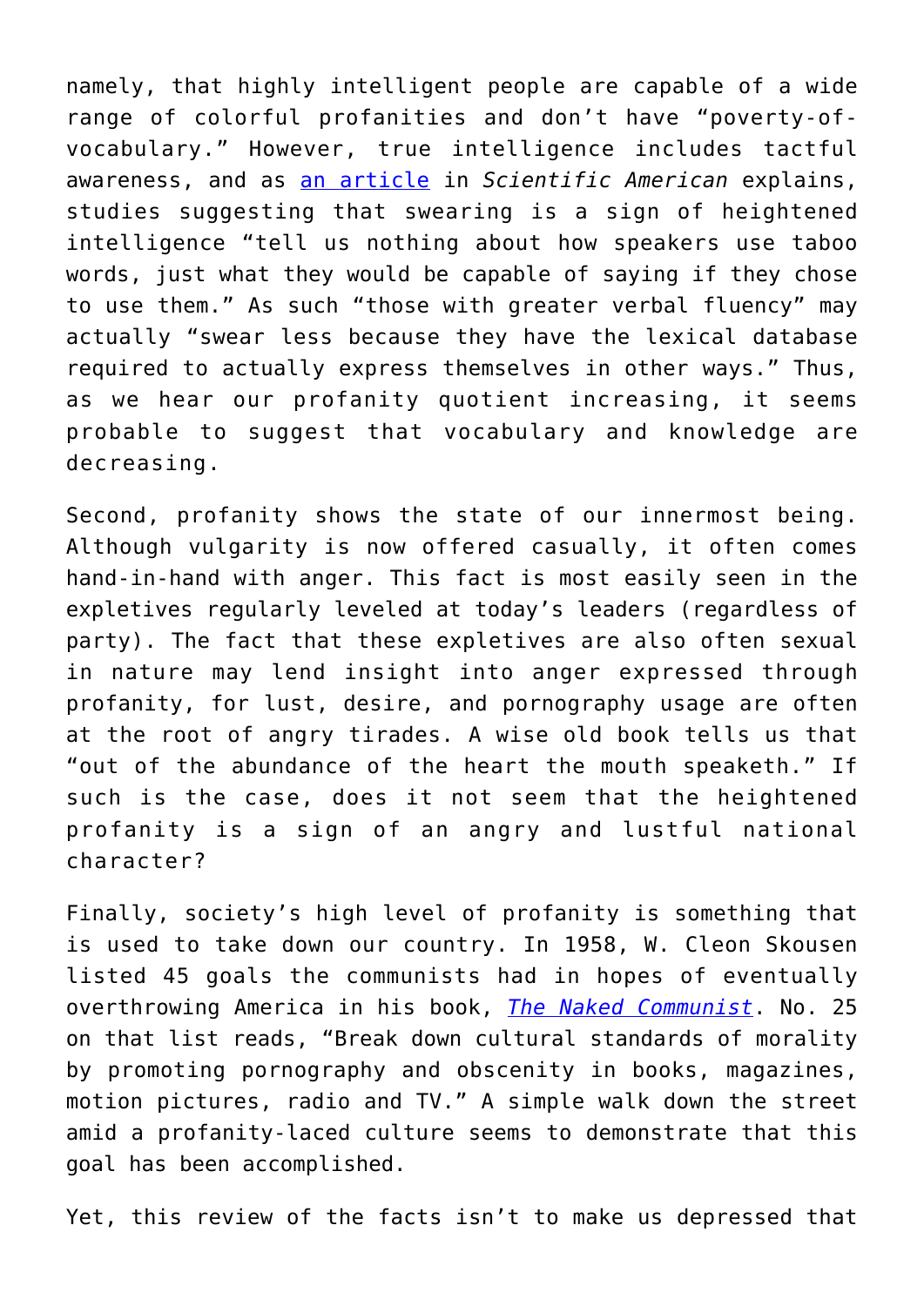namely, that highly intelligent people are capable of a wide range of colorful profanities and don't have "poverty-of-vocabulary." However, true intelligence includes tactful awareness, and as [an article](#) in *Scientific American* explains, studies suggesting that swearing is a sign of heightened intelligence "tell us nothing about how speakers use taboo words, just what they would be capable of saying if they chose to use them." As such "those with greater verbal fluency" may actually "swear less because they have the lexical database required to actually express themselves in other ways." Thus, as we hear our profanity quotient increasing, it seems probable to suggest that vocabulary and knowledge are decreasing.

Second, profanity shows the state of our innermost being. Although vulgarity is now offered casually, it often comes hand-in-hand with anger. This fact is most easily seen in the expletives regularly leveled at today's leaders (regardless of party). The fact that these expletives are also often sexual in nature may lend insight into anger expressed through profanity, for lust, desire, and pornography usage are often at the root of angry tirades. A wise old book tells us that "out of the abundance of the heart the mouth speaketh." If such is the case, does it not seem that the heightened profanity is a sign of an angry and lustful national character?

Finally, society's high level of profanity is something that is used to take down our country. In 1958, W. Cleon Skousen listed 45 goals the communists had in hopes of eventually overthrowing America in his book, [*The Naked Communist*](#). No. 25 on that list reads, "Break down cultural standards of morality by promoting pornography and obscenity in books, magazines, motion pictures, radio and TV." A simple walk down the street amid a profanity-laced culture seems to demonstrate that this goal has been accomplished.

Yet, this review of the facts isn't to make us depressed that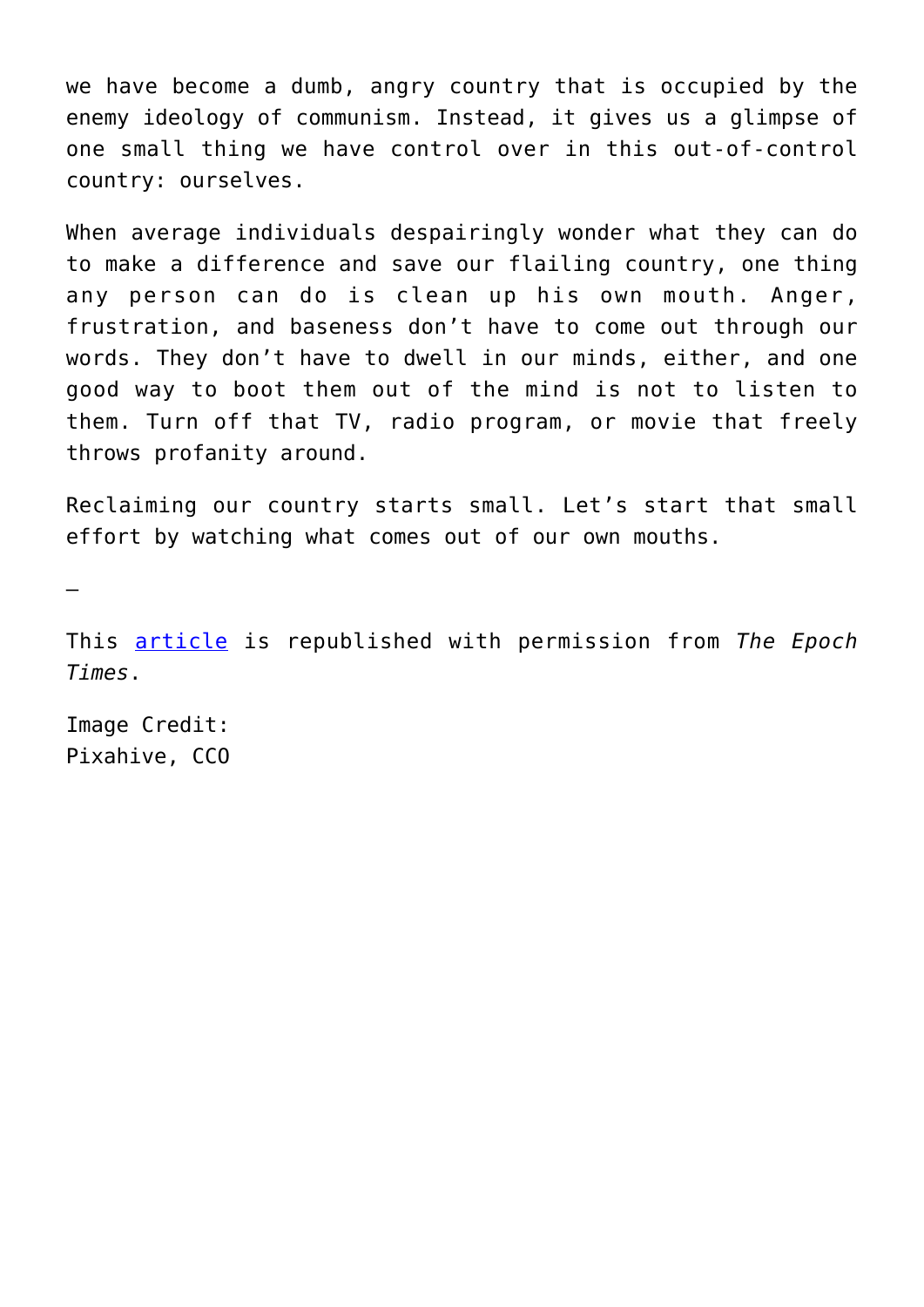we have become a dumb, angry country that is occupied by the enemy ideology of communism. Instead, it gives us a glimpse of one small thing we have control over in this out-of-control country: ourselves.

When average individuals despairingly wonder what they can do to make a difference and save our flailing country, one thing any person can do is clean up his own mouth. Anger, frustration, and baseness don't have to come out through our words. They don't have to dwell in our minds, either, and one good way to boot them out of the mind is not to listen to them. Turn off that TV, radio program, or movie that freely throws profanity around.

Reclaiming our country starts small. Let's start that small effort by watching what comes out of our own mouths.

—

This article is republished with permission from *The Epoch Times*.

Image Credit:
Pixahive, CCO